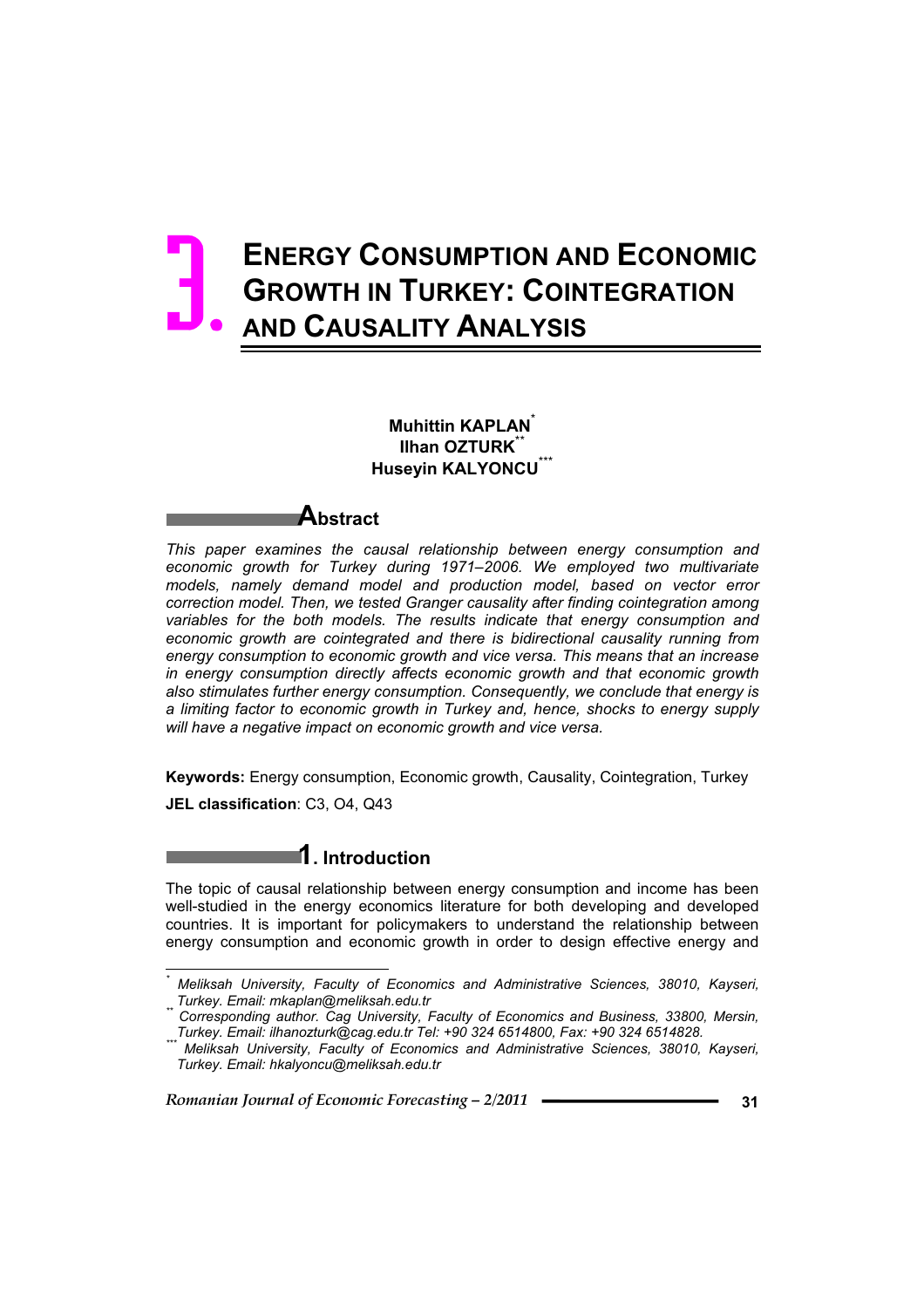# 3. ENERGY CONSUMPTION AND ECONOMIC GROWTH IN TURKEY: COINTEGRATION AND CAUSALITY ANALYSIS

**Muhittin KAPLAN**[*]
**Ilhan OZTURK**[**]
**Huseyin KALYONCU**[***]

## Abstract

*This paper examines the causal relationship between energy consumption and economic growth for Turkey during 1971–2006. We employed two multivariate models, namely demand model and production model, based on vector error correction model. Then, we tested Granger causality after finding cointegration among variables for the both models. The results indicate that energy consumption and economic growth are cointegrated and there is bidirectional causality running from energy consumption to economic growth and vice versa. This means that an increase in energy consumption directly affects economic growth and that economic growth also stimulates further energy consumption. Consequently, we conclude that energy is a limiting factor to economic growth in Turkey and, hence, shocks to energy supply will have a negative impact on economic growth and vice versa.*

**Keywords:** Energy consumption, Economic growth, Causality, Cointegration, Turkey

**JEL classification**: C3, O4, Q43

## 1. Introduction

The topic of causal relationship between energy consumption and income has been well-studied in the energy economics literature for both developing and developed countries. It is important for policymakers to understand the relationship between energy consumption and economic growth in order to design effective energy and

---

[*] *Meliksah University, Faculty of Economics and Administrative Sciences, 38010, Kayseri, Turkey. Email: mkaplan@meliksah.edu.tr*

[**] *Corresponding author. Cag University, Faculty of Economics and Business, 33800, Mersin, Turkey. Email: ilhanozturk@cag.edu.tr Tel: +90 324 6514800, Fax: +90 324 6514828.*

[***] *Meliksah University, Faculty of Economics and Administrative Sciences, 38010, Kayseri, Turkey. Email: hkalyoncu@meliksah.edu.tr*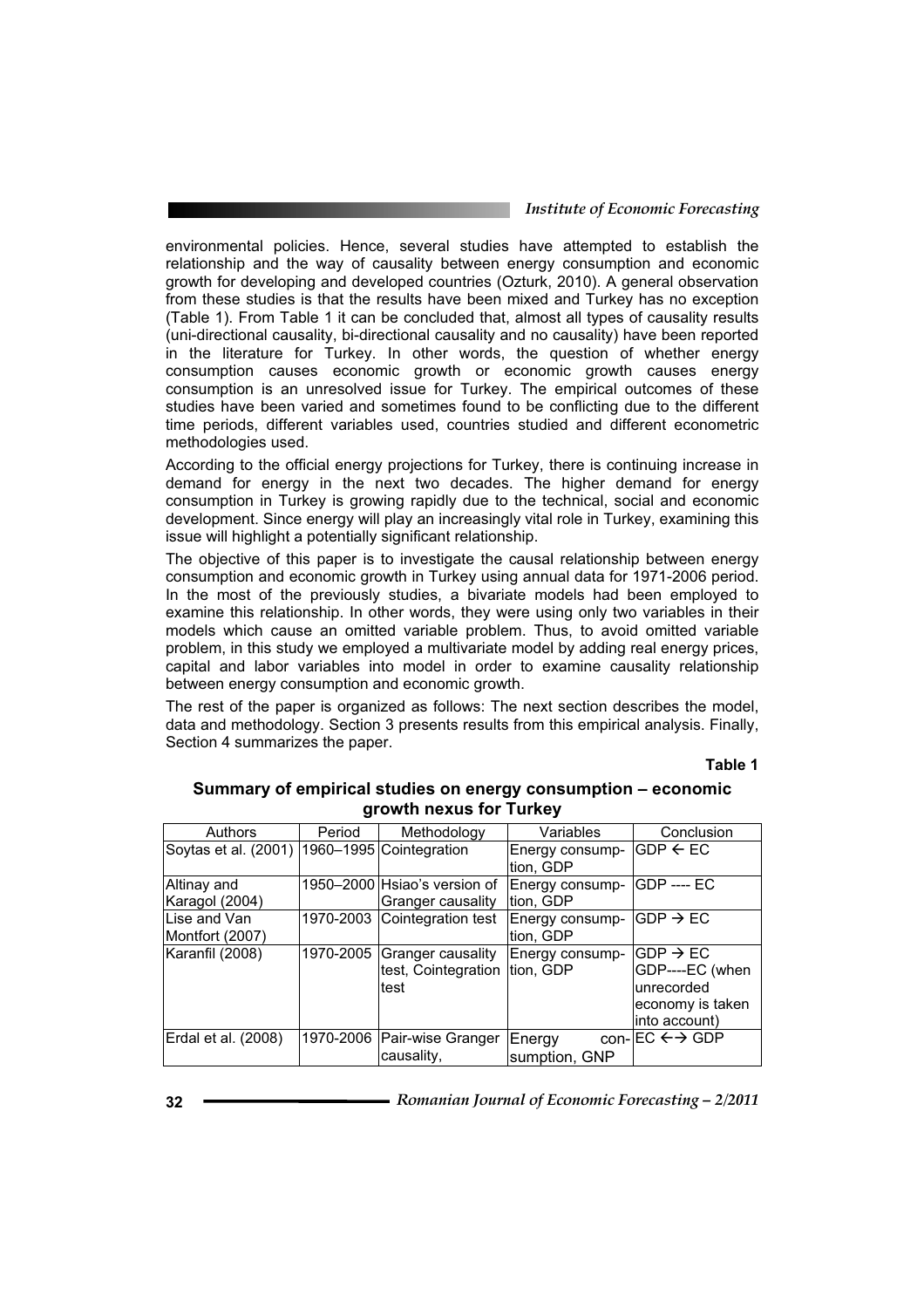environmental policies. Hence, several studies have attempted to establish the relationship and the way of causality between energy consumption and economic growth for developing and developed countries (Ozturk, 2010). A general observation from these studies is that the results have been mixed and Turkey has no exception (Table 1). From Table 1 it can be concluded that, almost all types of causality results (uni-directional causality, bi-directional causality and no causality) have been reported in the literature for Turkey. In other words, the question of whether energy consumption causes economic growth or economic growth causes energy consumption is an unresolved issue for Turkey. The empirical outcomes of these studies have been varied and sometimes found to be conflicting due to the different time periods, different variables used, countries studied and different econometric methodologies used.

According to the official energy projections for Turkey, there is continuing increase in demand for energy in the next two decades. The higher demand for energy consumption in Turkey is growing rapidly due to the technical, social and economic development. Since energy will play an increasingly vital role in Turkey, examining this issue will highlight a potentially significant relationship.

The objective of this paper is to investigate the causal relationship between energy consumption and economic growth in Turkey using annual data for 1971-2006 period. In the most of the previously studies, a bivariate models had been employed to examine this relationship. In other words, they were using only two variables in their models which cause an omitted variable problem. Thus, to avoid omitted variable problem, in this study we employed a multivariate model by adding real energy prices, capital and labor variables into model in order to examine causality relationship between energy consumption and economic growth.

The rest of the paper is organized as follows: The next section describes the model, data and methodology. Section 3 presents results from this empirical analysis. Finally, Section 4 summarizes the paper.

**Table 1**

**Summary of empirical studies on energy consumption – economic growth nexus for Turkey**

| Authors | Period | Methodology | Variables | Conclusion |
|---|---|---|---|---|
| Soytas et al. (2001) | 1960–1995 | Cointegration | Energy consumption, GDP | GDP ← EC |
| Altinay and Karagol (2004) | 1950–2000 | Hsiao's version of Granger causality | Energy consumption, GDP | GDP ---- EC |
| Lise and Van Montfort (2007) | 1970-2003 | Cointegration test | Energy consumption, GDP | GDP → EC |
| Karanfil (2008) | 1970-2005 | Granger causality test, Cointegration test | Energy consumption, GDP | GDP → EC<br>GDP----EC (when unrecorded economy is taken into account) |
| Erdal et al. (2008) | 1970-2006 | Pair-wise Granger causality, | Energy consumption, GNP | EC ←→ GDP |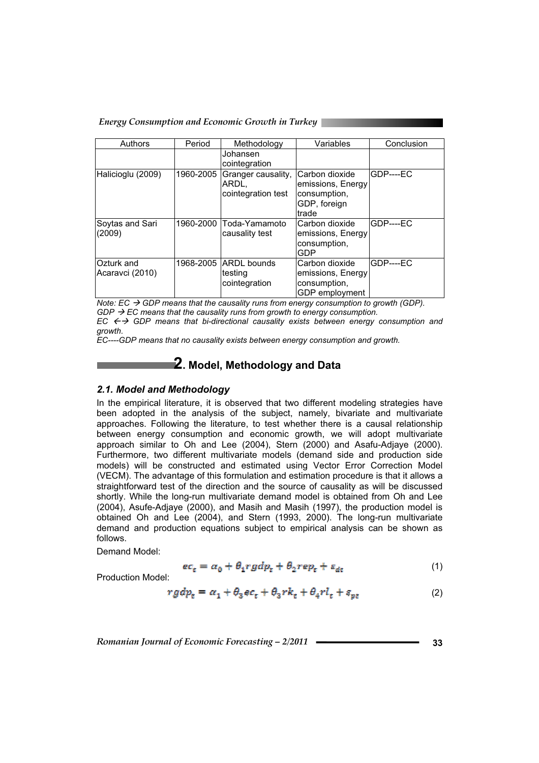| Authors | Period | Methodology | Variables | Conclusion |
|---|---|---|---|---|
| | | Johansen cointegration | | |
| Halicioglu (2009) | 1960-2005 | Granger causality, ARDL, cointegration test | Carbon dioxide emissions, Energy consumption, GDP, foreign trade | GDP----EC |
| Soytas and Sari (2009) | 1960-2000 | Toda-Yamamoto causality test | Carbon dioxide emissions, Energy consumption, GDP | GDP----EC |
| Ozturk and Acaravci (2010) | 1968-2005 | ARDL bounds testing cointegration | Carbon dioxide emissions, Energy consumption, GDP employment | GDP----EC |

*Note: EC → GDP means that the causality runs from energy consumption to growth (GDP).*
*GDP → EC means that the causality runs from growth to energy consumption.*
*EC ←→ GDP means that bi-directional causality exists between energy consumption and growth.*
*EC----GDP means that no causality exists between energy consumption and growth.*

## 2. Model, Methodology and Data

### 2.1. Model and Methodology

In the empirical literature, it is observed that two different modeling strategies have been adopted in the analysis of the subject, namely, bivariate and multivariate approaches. Following the literature, to test whether there is a causal relationship between energy consumption and economic growth, we will adopt multivariate approach similar to Oh and Lee (2004), Stern (2000) and Asafu-Adjaye (2000). Furthermore, two different multivariate models (demand side and production side models) will be constructed and estimated using Vector Error Correction Model (VECM). The advantage of this formulation and estimation procedure is that it allows a straightforward test of the direction and the source of causality as will be discussed shortly. While the long-run multivariate demand model is obtained from Oh and Lee (2004), Asufe-Adjaye (2000), and Masih and Masih (1997), the production model is obtained Oh and Lee (2004), and Stern (1993, 2000). The long-run multivariate demand and production equations subject to empirical analysis can be shown as follows.

Demand Model:

$$ec_t = \alpha_0 + \theta_1 rgdp_t + \theta_2 rep_t + \varepsilon_{dt} \tag{1}$$

Production Model:

$$rgdp_t = \alpha_1 + \theta_3 ec_t + \theta_3 rk_t + \theta_4 rl_t + \varepsilon_{pt} \tag{2}$$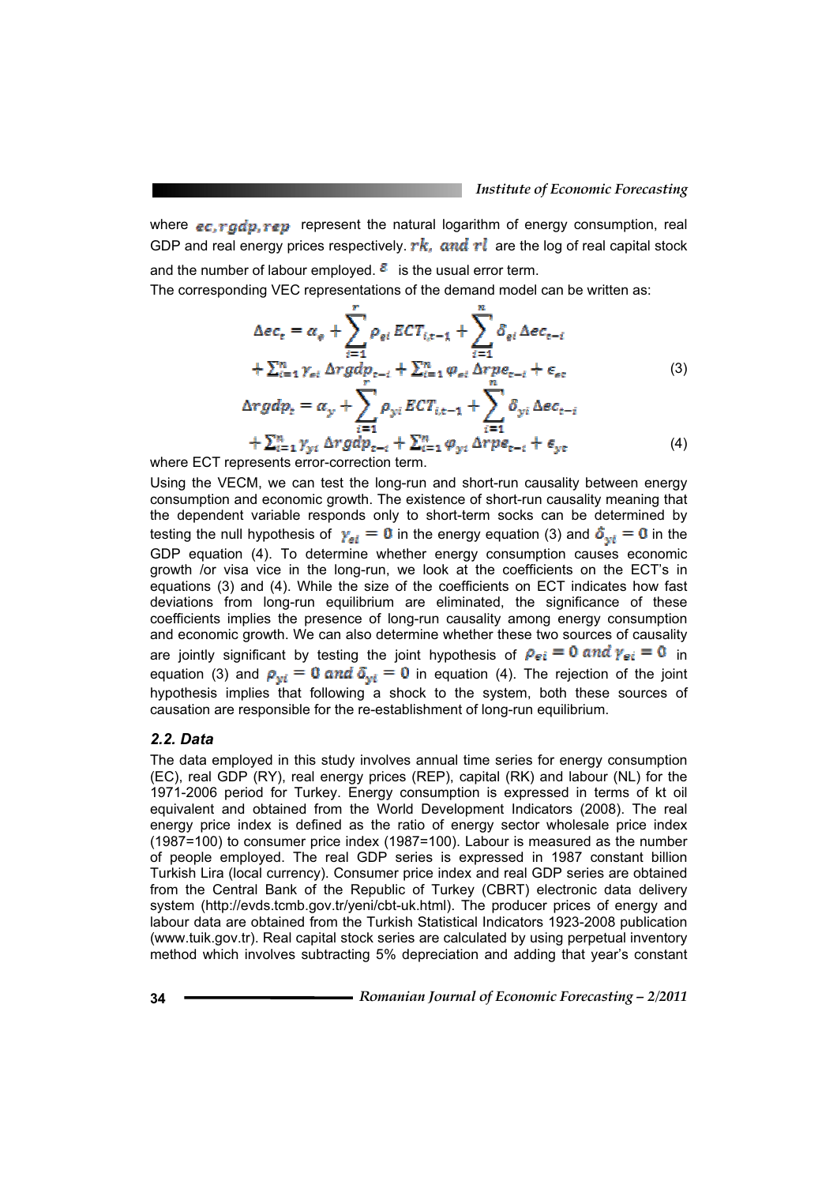where $ec, rgdp, rep$ represent the natural logarithm of energy consumption, real GDP and real energy prices respectively. $rk,$ and $rl$ are the log of real capital stock and the number of labour employed. $\varepsilon$ is the usual error term.

The corresponding VEC representations of the demand model can be written as:

$$\Delta ec_t = \alpha_e + \sum_{i=1}^{r} \rho_{ei}\, ECT_{i,t-1} + \sum_{i=1}^{n} \delta_{ei}\, \Delta ec_{t-i} + \textstyle\sum_{i=1}^{n} \gamma_{ei}\, \Delta rgdp_{t-i} + \sum_{i=1}^{n} \varphi_{ei}\, \Delta rpe_{t-i} + \epsilon_{et} \quad (3)$$

$$\Delta rgdp_t = \alpha_y + \sum_{i=1}^{r} \rho_{yi}\, ECT_{i,t-1} + \sum_{i=1}^{n} \delta_{yi}\, \Delta ec_{t-i} + \textstyle\sum_{i=1}^{n} \gamma_{yi}\, \Delta rgdp_{t-i} + \sum_{i=1}^{n} \varphi_{yi}\, \Delta rpe_{t-i} + \epsilon_{yt} \quad (4)$$

where ECT represents error-correction term.

Using the VECM, we can test the long-run and short-run causality between energy consumption and economic growth. The existence of short-run causality meaning that the dependent variable responds only to short-term socks can be determined by testing the null hypothesis of $\gamma_{ei} = 0$ in the energy equation (3) and $\delta_{yi} = 0$ in the GDP equation (4). To determine whether energy consumption causes economic growth /or visa vice in the long-run, we look at the coefficients on the ECT's in equations (3) and (4). While the size of the coefficients on ECT indicates how fast deviations from long-run equilibrium are eliminated, the significance of these coefficients implies the presence of long-run causality among energy consumption and economic growth. We can also determine whether these two sources of causality are jointly significant by testing the joint hypothesis of $\rho_{ei} = 0$ *and* $\gamma_{ei} = 0$ in equation (3) and $\rho_{yi} = 0$ *and* $\delta_{yi} = 0$ in equation (4). The rejection of the joint hypothesis implies that following a shock to the system, both these sources of causation are responsible for the re-establishment of long-run equilibrium.

### *2.2. Data*

The data employed in this study involves annual time series for energy consumption (EC), real GDP (RY), real energy prices (REP), capital (RK) and labour (NL) for the 1971-2006 period for Turkey. Energy consumption is expressed in terms of kt oil equivalent and obtained from the World Development Indicators (2008). The real energy price index is defined as the ratio of energy sector wholesale price index (1987=100) to consumer price index (1987=100). Labour is measured as the number of people employed. The real GDP series is expressed in 1987 constant billion Turkish Lira (local currency). Consumer price index and real GDP series are obtained from the Central Bank of the Republic of Turkey (CBRT) electronic data delivery system (http://evds.tcmb.gov.tr/yeni/cbt-uk.html). The producer prices of energy and labour data are obtained from the Turkish Statistical Indicators 1923-2008 publication (www.tuik.gov.tr). Real capital stock series are calculated by using perpetual inventory method which involves subtracting 5% depreciation and adding that year's constant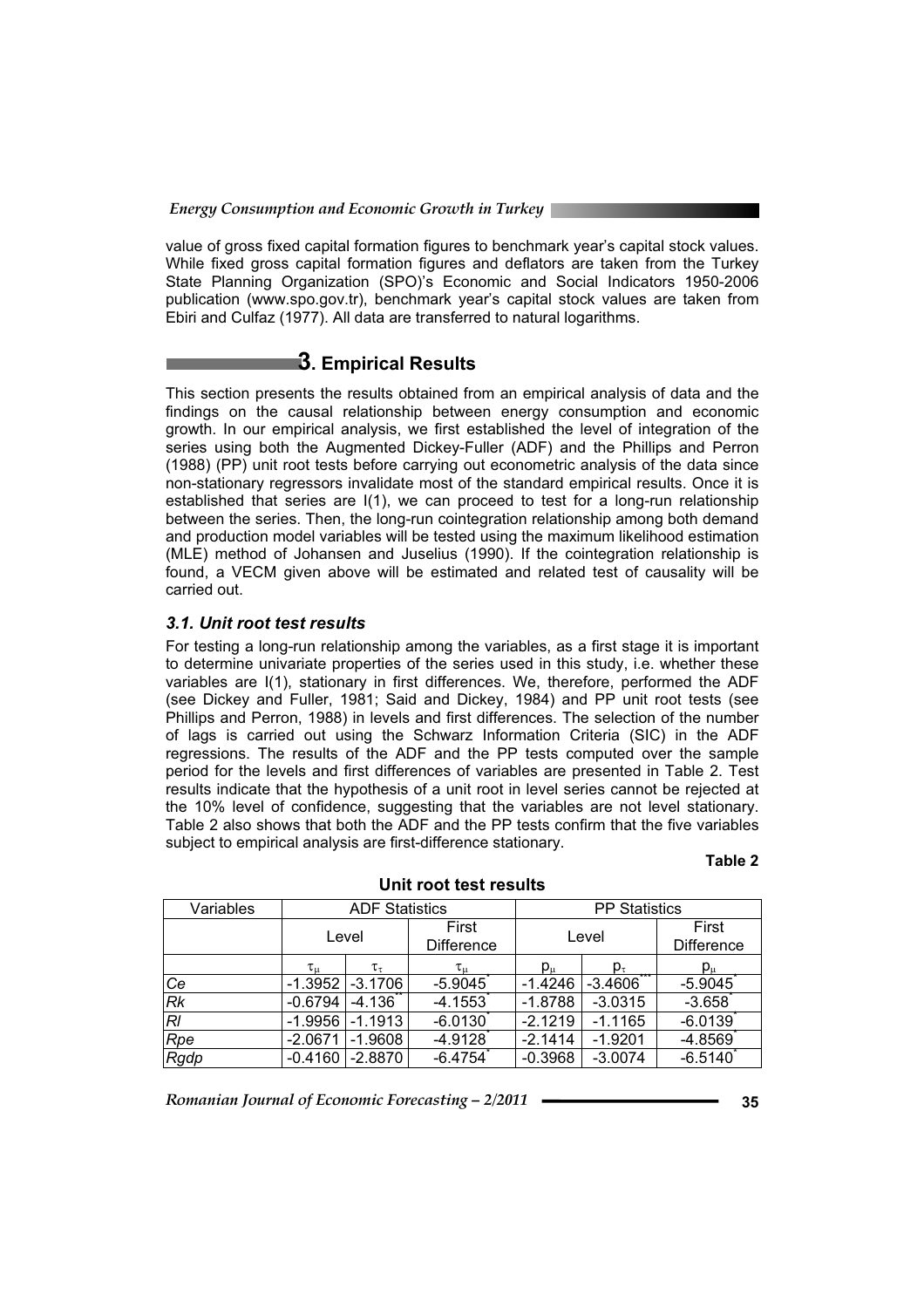value of gross fixed capital formation figures to benchmark year's capital stock values. While fixed gross capital formation figures and deflators are taken from the Turkey State Planning Organization (SPO)'s Economic and Social Indicators 1950-2006 publication (www.spo.gov.tr), benchmark year's capital stock values are taken from Ebiri and Culfaz (1977). All data are transferred to natural logarithms.

## 3. Empirical Results

This section presents the results obtained from an empirical analysis of data and the findings on the causal relationship between energy consumption and economic growth. In our empirical analysis, we first established the level of integration of the series using both the Augmented Dickey-Fuller (ADF) and the Phillips and Perron (1988) (PP) unit root tests before carrying out econometric analysis of the data since non-stationary regressors invalidate most of the standard empirical results. Once it is established that series are I(1), we can proceed to test for a long-run relationship between the series. Then, the long-run cointegration relationship among both demand and production model variables will be tested using the maximum likelihood estimation (MLE) method of Johansen and Juselius (1990). If the cointegration relationship is found, a VECM given above will be estimated and related test of causality will be carried out.

### *3.1. Unit root test results*

For testing a long-run relationship among the variables, as a first stage it is important to determine univariate properties of the series used in this study, i.e. whether these variables are I(1), stationary in first differences. We, therefore, performed the ADF (see Dickey and Fuller, 1981; Said and Dickey, 1984) and PP unit root tests (see Phillips and Perron, 1988) in levels and first differences. The selection of the number of lags is carried out using the Schwarz Information Criteria (SIC) in the ADF regressions. The results of the ADF and the PP tests computed over the sample period for the levels and first differences of variables are presented in Table 2. Test results indicate that the hypothesis of a unit root in level series cannot be rejected at the 10% level of confidence, suggesting that the variables are not level stationary. Table 2 also shows that both the ADF and the PP tests confirm that the five variables subject to empirical analysis are first-difference stationary.

**Table 2**

**Unit root test results**

| Variables | ADF Statistics | | | PP Statistics | | |
|---|---|---|---|---|---|---|
| | Level | | First Difference | Level | | First Difference |
| | $\tau_\mu$ | $\tau_\tau$ | $\tau_\mu$ | $p_\mu$ | $p_\tau$ | $p_\mu$ |
| *Ce* | -1.3952 | -3.1706 | -5.9045* | -1.4246 | -3.4606*** | -5.9045* |
| *Rk* | -0.6794 | -4.136** | -4.1553* | -1.8788 | -3.0315 | -3.658* |
| *Rl* | -1.9956 | -1.1913 | -6.0130* | -2.1219 | -1.1165 | -6.0139* |
| *Rpe* | -2.0671 | -1.9608 | -4.9128* | -2.1414 | -1.9201 | -4.8569* |
| *Rgdp* | -0.4160 | -2.8870 | -6.4754* | -0.3968 | -3.0074 | -6.5140* |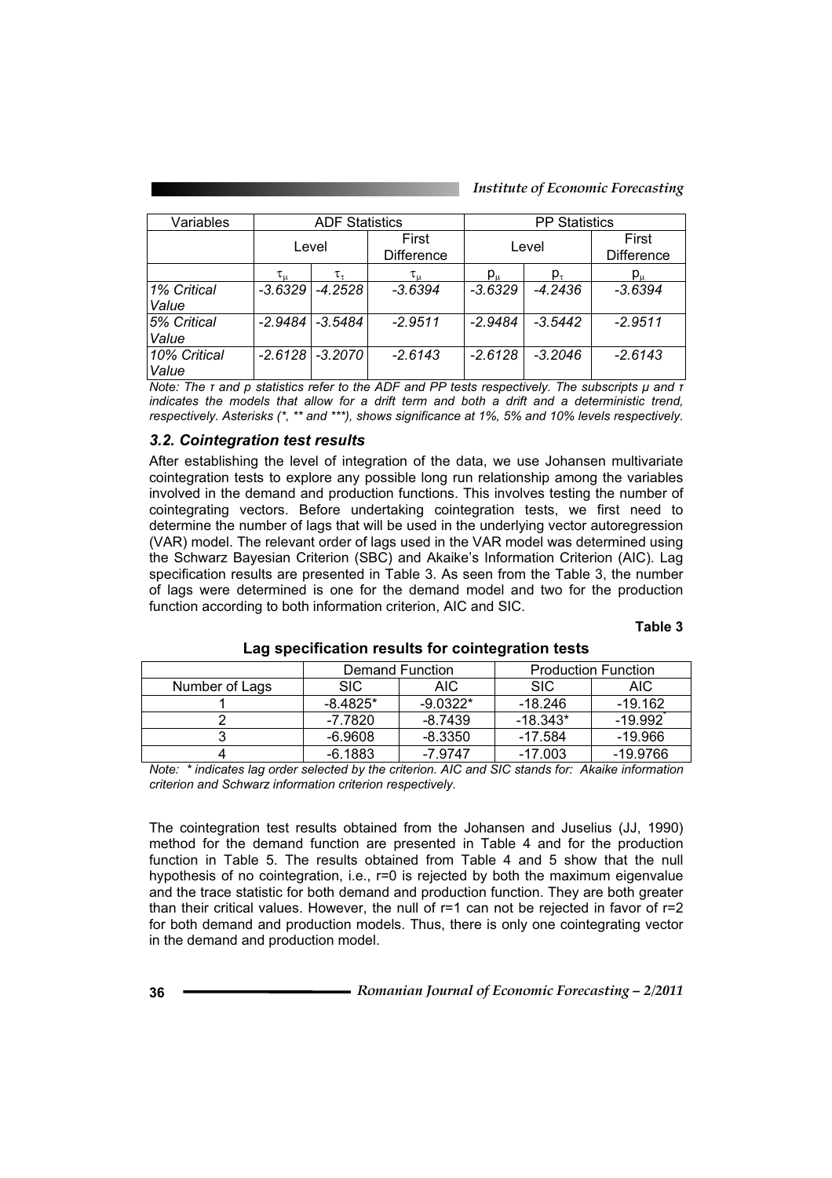| Variables | ADF Statistics | | | PP Statistics | | |
|---|---|---|---|---|---|---|
| | Level | | First Difference | Level | | First Difference |
| | $\tau_\mu$ | $\tau_\tau$ | $\tau_\mu$ | $p_\mu$ | $p_\tau$ | $p_\mu$ |
| *1% Critical Value* | *-3.6329* | *-4.2528* | *-3.6394* | *-3.6329* | *-4.2436* | *-3.6394* |
| *5% Critical Value* | *-2.9484* | *-3.5484* | *-2.9511* | *-2.9484* | *-3.5442* | *-2.9511* |
| *10% Critical Value* | *-2.6128* | *-3.2070* | *-2.6143* | *-2.6128* | *-3.2046* | *-2.6143* |

*Note: The τ and p statistics refer to the ADF and PP tests respectively. The subscripts μ and τ indicates the models that allow for a drift term and both a drift and a deterministic trend, respectively. Asterisks (*, ** and ***), shows significance at 1%, 5% and 10% levels respectively.*

### 3.2. Cointegration test results

After establishing the level of integration of the data, we use Johansen multivariate cointegration tests to explore any possible long run relationship among the variables involved in the demand and production functions. This involves testing the number of cointegrating vectors. Before undertaking cointegration tests, we first need to determine the number of lags that will be used in the underlying vector autoregression (VAR) model. The relevant order of lags used in the VAR model was determined using the Schwarz Bayesian Criterion (SBC) and Akaike's Information Criterion (AIC). Lag specification results are presented in Table 3. As seen from the Table 3, the number of lags were determined is one for the demand model and two for the production function according to both information criterion, AIC and SIC.

**Table 3**

**Lag specification results for cointegration tests**

| | Demand Function | | Production Function | |
|---|---|---|---|---|
| Number of Lags | SIC | AIC | SIC | AIC |
| 1 | -8.4825* | -9.0322* | -18.246 | -19.162 |
| 2 | -7.7820 | -8.7439 | -18.343* | -19.992* |
| 3 | -6.9608 | -8.3350 | -17.584 | -19.966 |
| 4 | -6.1883 | -7.9747 | -17.003 | -19.9766 |

*Note: * indicates lag order selected by the criterion. AIC and SIC stands for: Akaike information criterion and Schwarz information criterion respectively.*

The cointegration test results obtained from the Johansen and Juselius (JJ, 1990) method for the demand function are presented in Table 4 and for the production function in Table 5. The results obtained from Table 4 and 5 show that the null hypothesis of no cointegration, i.e., r=0 is rejected by both the maximum eigenvalue and the trace statistic for both demand and production function. They are both greater than their critical values. However, the null of r=1 can not be rejected in favor of r=2 for both demand and production models. Thus, there is only one cointegrating vector in the demand and production model.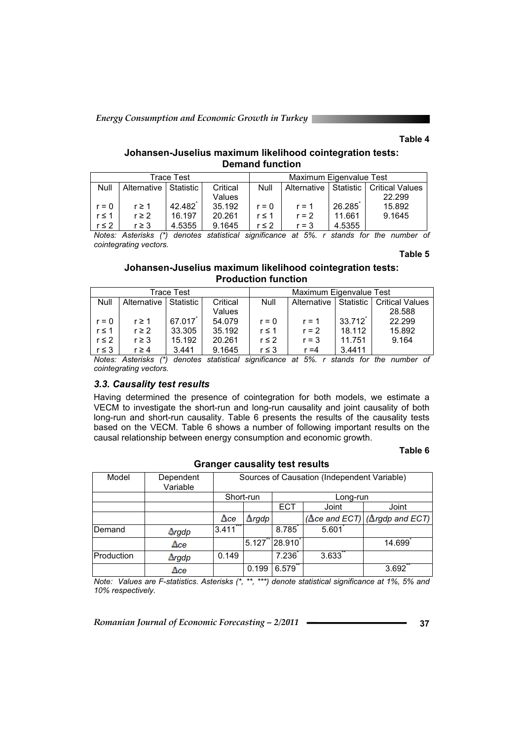**Table 4**

**Johansen-Juselius maximum likelihood cointegration tests: Demand function**

| Trace Test | | | | Maximum Eigenvalue Test | | | |
|---|---|---|---|---|---|---|---|
| Null | Alternative | Statistic | Critical Values | Null | Alternative | Statistic | Critical Values |
| | | | | | | | 22.299 |
| r = 0 | r ≥ 1 | 42.482* | 35.192 | r = 0 | r = 1 | 26.285* | 15.892 |
| r ≤ 1 | r ≥ 2 | 16.197 | 20.261 | r ≤ 1 | r = 2 | 11.661 | 9.1645 |
| r ≤ 2 | r ≥ 3 | 4.5355 | 9.1645 | r ≤ 2 | r = 3 | 4.5355 | |

*Notes: Asterisks (*) denotes statistical significance at 5%. r stands for the number of cointegrating vectors.*

**Table 5**

**Johansen-Juselius maximum likelihood cointegration tests: Production function**

| Trace Test | | | | Maximum Eigenvalue Test | | | |
|---|---|---|---|---|---|---|---|
| Null | Alternative | Statistic | Critical Values | Null | Alternative | Statistic | Critical Values |
| | | | | | | | 28.588 |
| r = 0 | r ≥ 1 | 67.017* | 54.079 | r = 0 | r = 1 | 33.712* | 22.299 |
| r ≤ 1 | r ≥ 2 | 33.305 | 35.192 | r ≤ 1 | r = 2 | 18.112 | 15.892 |
| r ≤ 2 | r ≥ 3 | 15.192 | 20.261 | r ≤ 2 | r = 3 | 11.751 | 9.164 |
| r ≤ 3 | r ≥ 4 | 3.441 | 9.1645 | r ≤ 3 | r =4 | 3.4411 | |

*Notes: Asterisks (*) denotes statistical significance at 5%. r stands for the number of cointegrating vectors.*

### *3.3. Causality test results*

Having determined the presence of cointegration for both models, we estimate a VECM to investigate the short-run and long-run causality and joint causality of both long-run and short-run causality. Table 6 presents the results of the causality tests based on the VECM. Table 6 shows a number of following important results on the causal relationship between energy consumption and economic growth.

**Table 6**

**Granger causality test results**

| Model | Dependent Variable | Sources of Causation (Independent Variable) | | | | |
|---|---|---|---|---|---|---|
| | | Short-run | | Long-run | | |
| | | | | ECT | Joint | Joint |
| | | $\Delta ce$ | $\Delta rgdp$ | | ($\Delta ce$ and ECT) | ($\Delta rgdp$ and ECT) |
| Demand | $\Delta rgdp$ | 3.411*** | | 8.785* | 5.601* | |
| | $\Delta ce$ | | 5.127** | 28.910* | | 14.699* |
| Production | $\Delta rgdp$ | 0.149 | | 7.236* | 3.633** | |
| | $\Delta ce$ | | 0.199 | 6.579** | | 3.692** |

*Note: Values are F-statistics. Asterisks (*, **, ***) denote statistical significance at 1%, 5% and 10% respectively.*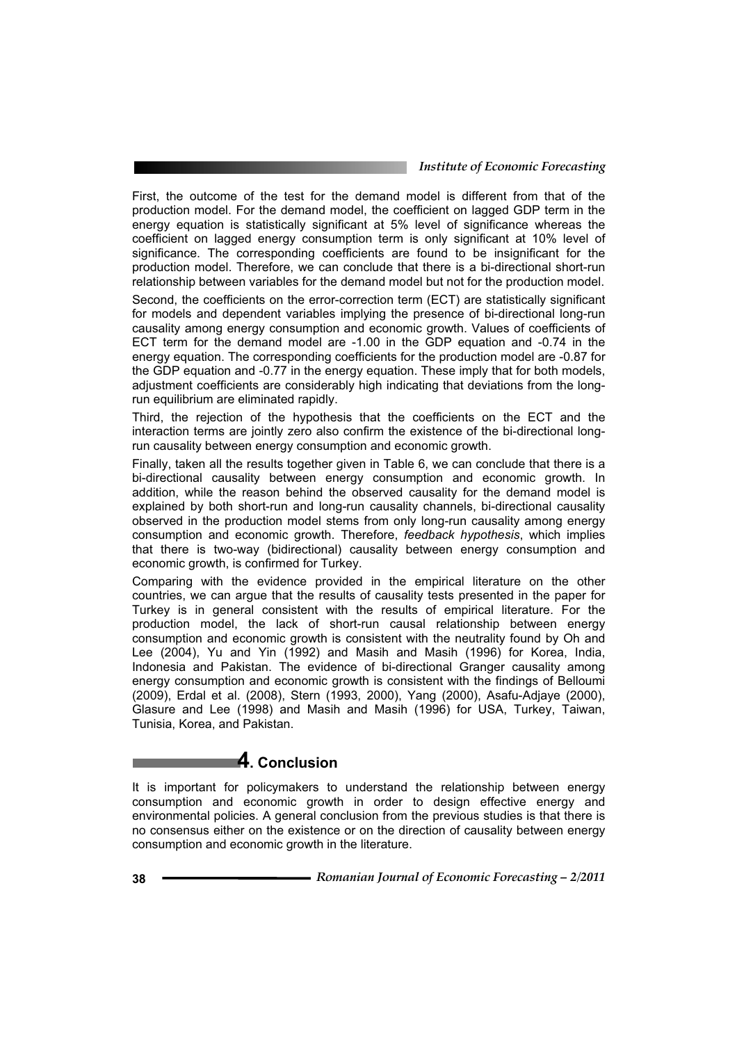First, the outcome of the test for the demand model is different from that of the production model. For the demand model, the coefficient on lagged GDP term in the energy equation is statistically significant at 5% level of significance whereas the coefficient on lagged energy consumption term is only significant at 10% level of significance. The corresponding coefficients are found to be insignificant for the production model. Therefore, we can conclude that there is a bi-directional short-run relationship between variables for the demand model but not for the production model.

Second, the coefficients on the error-correction term (ECT) are statistically significant for models and dependent variables implying the presence of bi-directional long-run causality among energy consumption and economic growth. Values of coefficients of ECT term for the demand model are -1.00 in the GDP equation and -0.74 in the energy equation. The corresponding coefficients for the production model are -0.87 for the GDP equation and -0.77 in the energy equation. These imply that for both models, adjustment coefficients are considerably high indicating that deviations from the long-run equilibrium are eliminated rapidly.

Third, the rejection of the hypothesis that the coefficients on the ECT and the interaction terms are jointly zero also confirm the existence of the bi-directional long-run causality between energy consumption and economic growth.

Finally, taken all the results together given in Table 6, we can conclude that there is a bi-directional causality between energy consumption and economic growth. In addition, while the reason behind the observed causality for the demand model is explained by both short-run and long-run causality channels, bi-directional causality observed in the production model stems from only long-run causality among energy consumption and economic growth. Therefore, *feedback hypothesis*, which implies that there is two-way (bidirectional) causality between energy consumption and economic growth, is confirmed for Turkey.

Comparing with the evidence provided in the empirical literature on the other countries, we can argue that the results of causality tests presented in the paper for Turkey is in general consistent with the results of empirical literature. For the production model, the lack of short-run causal relationship between energy consumption and economic growth is consistent with the neutrality found by Oh and Lee (2004), Yu and Yin (1992) and Masih and Masih (1996) for Korea, India, Indonesia and Pakistan. The evidence of bi-directional Granger causality among energy consumption and economic growth is consistent with the findings of Belloumi (2009), Erdal et al. (2008), Stern (1993, 2000), Yang (2000), Asafu-Adjaye (2000), Glasure and Lee (1998) and Masih and Masih (1996) for USA, Turkey, Taiwan, Tunisia, Korea, and Pakistan.

## 4. Conclusion

It is important for policymakers to understand the relationship between energy consumption and economic growth in order to design effective energy and environmental policies. A general conclusion from the previous studies is that there is no consensus either on the existence or on the direction of causality between energy consumption and economic growth in the literature.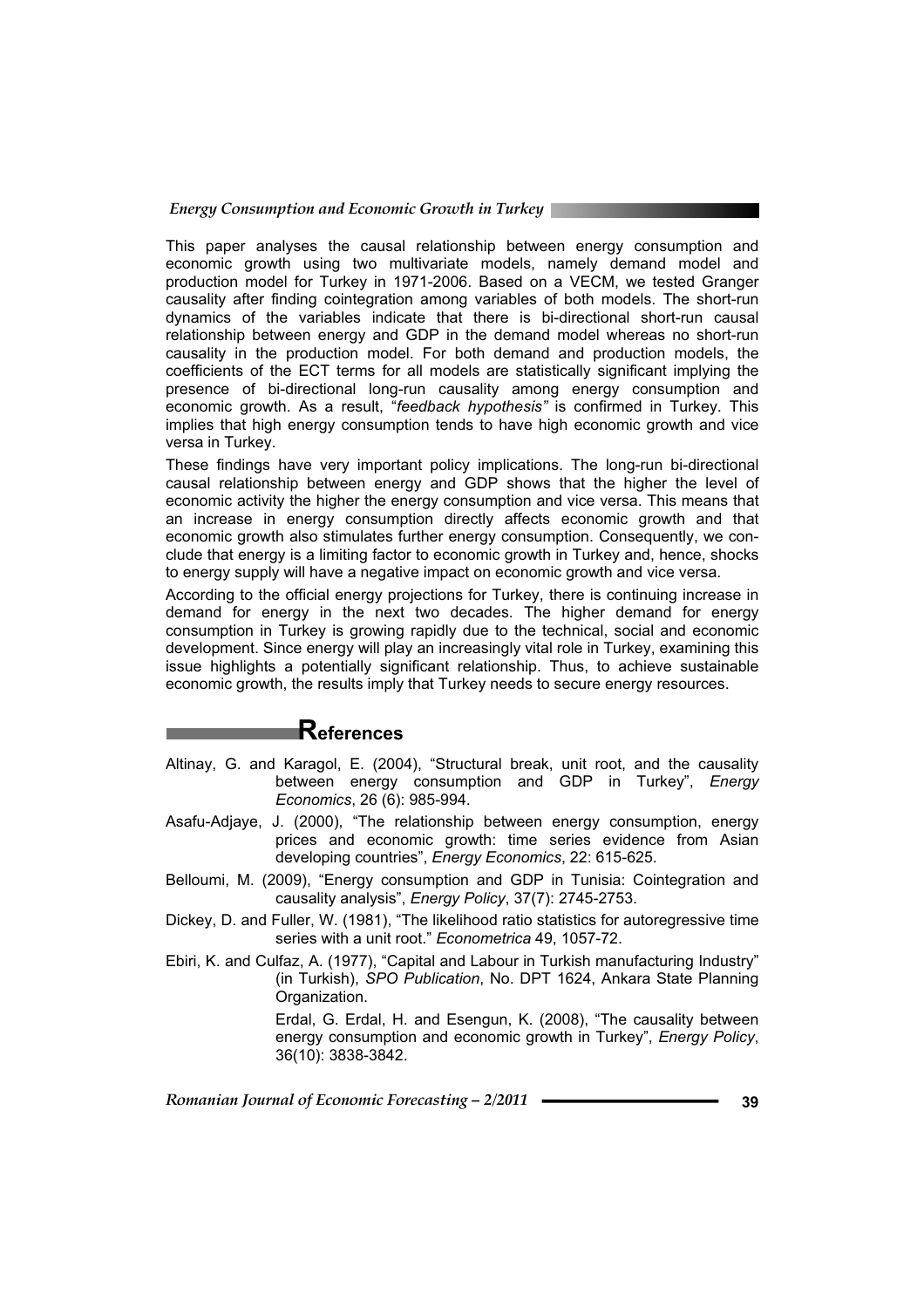This paper analyses the causal relationship between energy consumption and economic growth using two multivariate models, namely demand model and production model for Turkey in 1971-2006. Based on a VECM, we tested Granger causality after finding cointegration among variables of both models. The short-run dynamics of the variables indicate that there is bi-directional short-run causal relationship between energy and GDP in the demand model whereas no short-run causality in the production model. For both demand and production models, the coefficients of the ECT terms for all models are statistically significant implying the presence of bi-directional long-run causality among energy consumption and economic growth. As a result, "*feedback hypothesis"* is confirmed in Turkey. This implies that high energy consumption tends to have high economic growth and vice versa in Turkey.

These findings have very important policy implications. The long-run bi-directional causal relationship between energy and GDP shows that the higher the level of economic activity the higher the energy consumption and vice versa. This means that an increase in energy consumption directly affects economic growth and that economic growth also stimulates further energy consumption. Consequently, we conclude that energy is a limiting factor to economic growth in Turkey and, hence, shocks to energy supply will have a negative impact on economic growth and vice versa.

According to the official energy projections for Turkey, there is continuing increase in demand for energy in the next two decades. The higher demand for energy consumption in Turkey is growing rapidly due to the technical, social and economic development. Since energy will play an increasingly vital role in Turkey, examining this issue highlights a potentially significant relationship. Thus, to achieve sustainable economic growth, the results imply that Turkey needs to secure energy resources.

## References

Altinay, G. and Karagol, E. (2004), "Structural break, unit root, and the causality between energy consumption and GDP in Turkey", *Energy Economics*, 26 (6): 985-994.

Asafu-Adjaye, J. (2000), "The relationship between energy consumption, energy prices and economic growth: time series evidence from Asian developing countries", *Energy Economics*, 22: 615-625.

Belloumi, M. (2009), "Energy consumption and GDP in Tunisia: Cointegration and causality analysis", *Energy Policy*, 37(7): 2745-2753.

Dickey, D. and Fuller, W. (1981), "The likelihood ratio statistics for autoregressive time series with a unit root." *Econometrica* 49, 1057-72.

Ebiri, K. and Culfaz, A. (1977), "Capital and Labour in Turkish manufacturing Industry" (in Turkish), *SPO Publication*, No. DPT 1624, Ankara State Planning Organization.

Erdal, G. Erdal, H. and Esengun, K. (2008), "The causality between energy consumption and economic growth in Turkey", *Energy Policy*, 36(10): 3838-3842.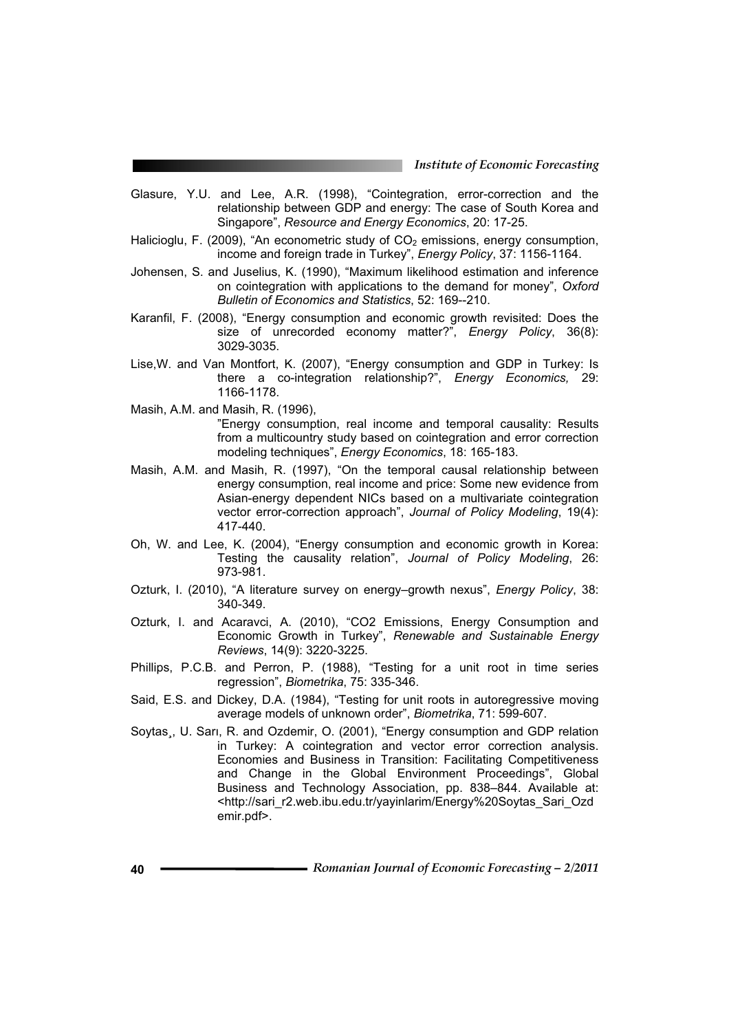Glasure, Y.U. and Lee, A.R. (1998), "Cointegration, error-correction and the relationship between GDP and energy: The case of South Korea and Singapore", *Resource and Energy Economics*, 20: 17-25.

Halicioglu, F. (2009), "An econometric study of $CO_2$ emissions, energy consumption, income and foreign trade in Turkey", *Energy Policy*, 37: 1156-1164.

Johensen, S. and Juselius, K. (1990), "Maximum likelihood estimation and inference on cointegration with applications to the demand for money", *Oxford Bulletin of Economics and Statistics*, 52: 169--210.

Karanfil, F. (2008), "Energy consumption and economic growth revisited: Does the size of unrecorded economy matter?", *Energy Policy*, 36(8): 3029-3035.

Lise,W. and Van Montfort, K. (2007), "Energy consumption and GDP in Turkey: Is there a co-integration relationship?", *Energy Economics,* 29: 1166-1178.

Masih, A.M. and Masih, R. (1996), "Energy consumption, real income and temporal causality: Results from a multicountry study based on cointegration and error correction modeling techniques", *Energy Economics*, 18: 165-183.

Masih, A.M. and Masih, R. (1997), "On the temporal causal relationship between energy consumption, real income and price: Some new evidence from Asian-energy dependent NICs based on a multivariate cointegration vector error-correction approach", *Journal of Policy Modeling*, 19(4): 417-440.

Oh, W. and Lee, K. (2004), "Energy consumption and economic growth in Korea: Testing the causality relation", *Journal of Policy Modeling*, 26: 973-981.

Ozturk, I. (2010), "A literature survey on energy–growth nexus", *Energy Policy*, 38: 340-349.

Ozturk, I. and Acaravci, A. (2010), "CO2 Emissions, Energy Consumption and Economic Growth in Turkey", *Renewable and Sustainable Energy Reviews*, 14(9): 3220-3225.

Phillips, P.C.B. and Perron, P. (1988), "Testing for a unit root in time series regression", *Biometrika*, 75: 335-346.

Said, E.S. and Dickey, D.A. (1984), "Testing for unit roots in autoregressive moving average models of unknown order", *Biometrika*, 71: 599-607.

Soytas¸, U. Sarı, R. and Ozdemir, O. (2001), "Energy consumption and GDP relation in Turkey: A cointegration and vector error correction analysis. Economies and Business in Transition: Facilitating Competitiveness and Change in the Global Environment Proceedings", Global Business and Technology Association, pp. 838–844. Available at: <http://sari_r2.web.ibu.edu.tr/yayinlarim/Energy%20Soytas_Sari_Ozdemir.pdf>.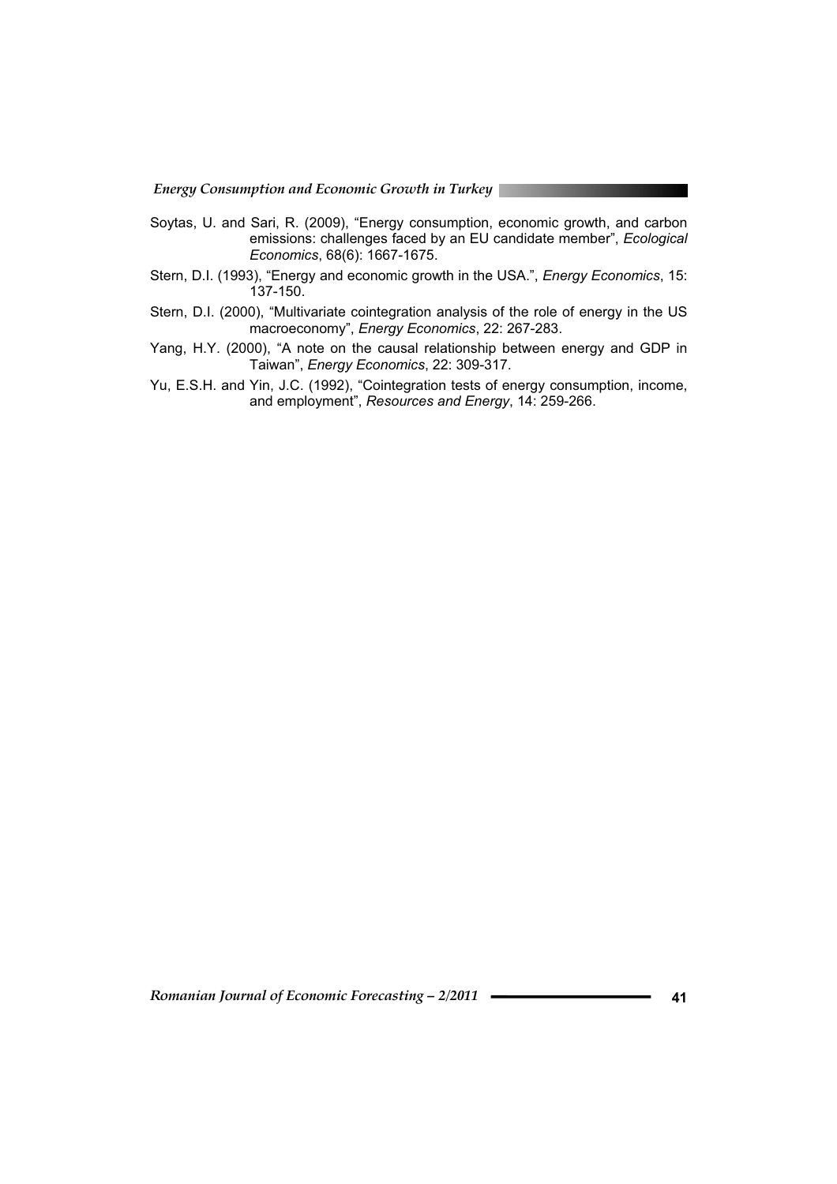Soytas, U. and Sari, R. (2009), "Energy consumption, economic growth, and carbon emissions: challenges faced by an EU candidate member", *Ecological Economics*, 68(6): 1667-1675.

Stern, D.I. (1993), "Energy and economic growth in the USA.", *Energy Economics*, 15: 137-150.

Stern, D.I. (2000), "Multivariate cointegration analysis of the role of energy in the US macroeconomy", *Energy Economics*, 22: 267-283.

Yang, H.Y. (2000), "A note on the causal relationship between energy and GDP in Taiwan", *Energy Economics*, 22: 309-317.

Yu, E.S.H. and Yin, J.C. (1992), "Cointegration tests of energy consumption, income, and employment", *Resources and Energy*, 14: 259-266.